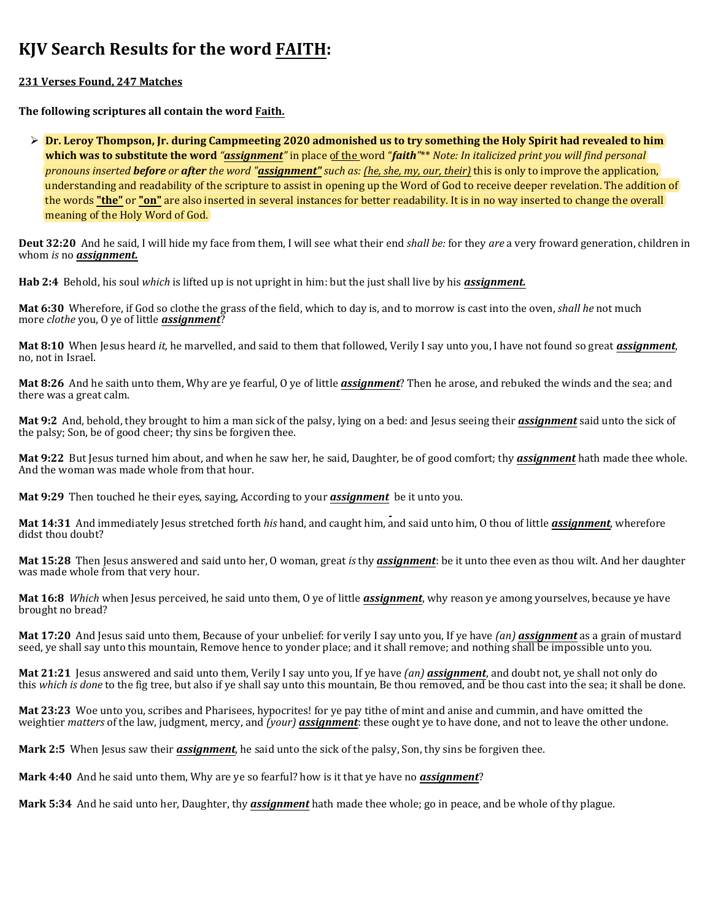# KJV Search Results for the word FAITH:

**231 Verses Found, 247 Matches**

**The following scriptures all contain the word Faith.**

- **Dr. Leroy Thompson, Jr. during Campmeeting 2020 admonished us to try something the Holy Spirit had revealed to him which was to substitute the word** *"**assignment**"* in place of the word "***faith***"** *Note: In italicized print you will find personal pronouns inserted **before** or **after** the word "**assignment**" such as: (he, she, my, our, their)* this is only to improve the application, understanding and readability of the scripture to assist in opening up the Word of God to receive deeper revelation. The addition of the words **"the"** or **"on"** are also inserted in several instances for better readability. It is in no way inserted to change the overall meaning of the Holy Word of God.

**Deut 32:20** And he said, I will hide my face from them, I will see what their end *shall be:* for they *are* a very froward generation, children in whom *is* no ***assignment.***

**Hab 2:4** Behold, his soul *which* is lifted up is not upright in him: but the just shall live by his ***assignment.***

**Mat 6:30** Wherefore, if God so clothe the grass of the field, which to day is, and to morrow is cast into the oven, *shall he* not much more *clothe* you, O ye of little ***assignment***?

**Mat 8:10** When Jesus heard *it,* he marvelled, and said to them that followed, Verily I say unto you, I have not found so great ***assignment***, no, not in Israel.

**Mat 8:26** And he saith unto them, Why are ye fearful, O ye of little ***assignment***? Then he arose, and rebuked the winds and the sea; and there was a great calm.

**Mat 9:2** And, behold, they brought to him a man sick of the palsy, lying on a bed: and Jesus seeing their ***assignment*** said unto the sick of the palsy; Son, be of good cheer; thy sins be forgiven thee.

**Mat 9:22** But Jesus turned him about, and when he saw her, he said, Daughter, be of good comfort; thy ***assignment*** hath made thee whole. And the woman was made whole from that hour.

**Mat 9:29** Then touched he their eyes, saying, According to your ***assignment*** be it unto you.

**Mat 14:31** And immediately Jesus stretched forth *his* hand, and caught him, and said unto him, O thou of little ***assignment***, wherefore didst thou doubt?

**Mat 15:28** Then Jesus answered and said unto her, O woman, great *is* thy ***assignment***: be it unto thee even as thou wilt. And her daughter was made whole from that very hour.

**Mat 16:8** *Which* when Jesus perceived, he said unto them, O ye of little ***assignment***, why reason ye among yourselves, because ye have brought no bread?

**Mat 17:20** And Jesus said unto them, Because of your unbelief: for verily I say unto you, If ye have *(an)* ***assignment*** as a grain of mustard seed, ye shall say unto this mountain, Remove hence to yonder place; and it shall remove; and nothing shall be impossible unto you.

**Mat 21:21** Jesus answered and said unto them, Verily I say unto you, If ye have *(an)* ***assignment***, and doubt not, ye shall not only do this *which is done* to the fig tree, but also if ye shall say unto this mountain, Be thou removed, and be thou cast into the sea; it shall be done.

**Mat 23:23** Woe unto you, scribes and Pharisees, hypocrites! for ye pay tithe of mint and anise and cummin, and have omitted the weightier *matters* of the law, judgment, mercy, and *(your)* ***assignment***: these ought ye to have done, and not to leave the other undone.

**Mark 2:5** When Jesus saw their ***assignment***, he said unto the sick of the palsy, Son, thy sins be forgiven thee.

**Mark 4:40** And he said unto them, Why are ye so fearful? how is it that ye have no ***assignment***?

**Mark 5:34** And he said unto her, Daughter, thy ***assignment*** hath made thee whole; go in peace, and be whole of thy plague.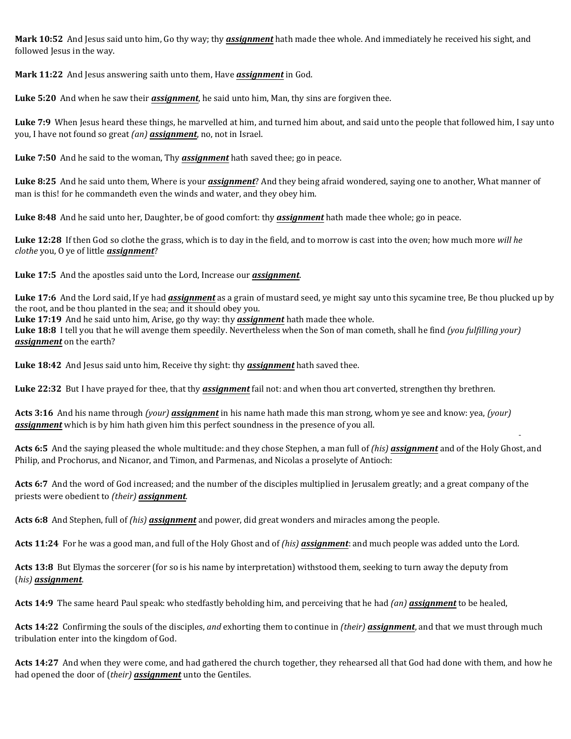**Mark 10:52** And Jesus said unto him, Go thy way; thy ***assignment*** hath made thee whole. And immediately he received his sight, and followed Jesus in the way.

**Mark 11:22** And Jesus answering saith unto them, Have ***assignment*** in God.

**Luke 5:20** And when he saw their ***assignment***, he said unto him, Man, thy sins are forgiven thee.

**Luke 7:9** When Jesus heard these things, he marvelled at him, and turned him about, and said unto the people that followed him, I say unto you, I have not found so great *(an)* ***assignment***, no, not in Israel.

**Luke 7:50** And he said to the woman, Thy ***assignment*** hath saved thee; go in peace.

**Luke 8:25** And he said unto them, Where is your ***assignment***? And they being afraid wondered, saying one to another, What manner of man is this! for he commandeth even the winds and water, and they obey him.

**Luke 8:48** And he said unto her, Daughter, be of good comfort: thy ***assignment*** hath made thee whole; go in peace.

**Luke 12:28** If then God so clothe the grass, which is to day in the field, and to morrow is cast into the oven; how much more *will he clothe* you, O ye of little ***assignment***?

**Luke 17:5** And the apostles said unto the Lord, Increase our ***assignment***.

**Luke 17:6** And the Lord said, If ye had ***assignment*** as a grain of mustard seed, ye might say unto this sycamine tree, Be thou plucked up by the root, and be thou planted in the sea; and it should obey you.
**Luke 17:19** And he said unto him, Arise, go thy way: thy ***assignment*** hath made thee whole.
**Luke 18:8** I tell you that he will avenge them speedily. Nevertheless when the Son of man cometh, shall he find *(you fulfilling your)* ***assignment*** on the earth?

**Luke 18:42** And Jesus said unto him, Receive thy sight: thy ***assignment*** hath saved thee.

**Luke 22:32** But I have prayed for thee, that thy ***assignment*** fail not: and when thou art converted, strengthen thy brethren.

**Acts 3:16** And his name through *(your)* ***assignment*** in his name hath made this man strong, whom ye see and know: yea, *(your)* ***assignment*** which is by him hath given him this perfect soundness in the presence of you all.

**Acts 6:5** And the saying pleased the whole multitude: and they chose Stephen, a man full of *(his)* ***assignment*** and of the Holy Ghost, and Philip, and Prochorus, and Nicanor, and Timon, and Parmenas, and Nicolas a proselyte of Antioch:

**Acts 6:7** And the word of God increased; and the number of the disciples multiplied in Jerusalem greatly; and a great company of the priests were obedient to *(their)* ***assignment***.

**Acts 6:8** And Stephen, full of *(his)* ***assignment*** and power, did great wonders and miracles among the people.

**Acts 11:24** For he was a good man, and full of the Holy Ghost and of *(his)* ***assignment***: and much people was added unto the Lord.

**Acts 13:8** But Elymas the sorcerer (for so is his name by interpretation) withstood them, seeking to turn away the deputy from (*his) **assignment***.

**Acts 14:9** The same heard Paul speak: who stedfastly beholding him, and perceiving that he had *(an)* ***assignment*** to be healed,

**Acts 14:22** Confirming the souls of the disciples, *and* exhorting them to continue in *(their)* ***assignment***, and that we must through much tribulation enter into the kingdom of God.

**Acts 14:27** And when they were come, and had gathered the church together, they rehearsed all that God had done with them, and how he had opened the door of (*their) **assignment*** unto the Gentiles.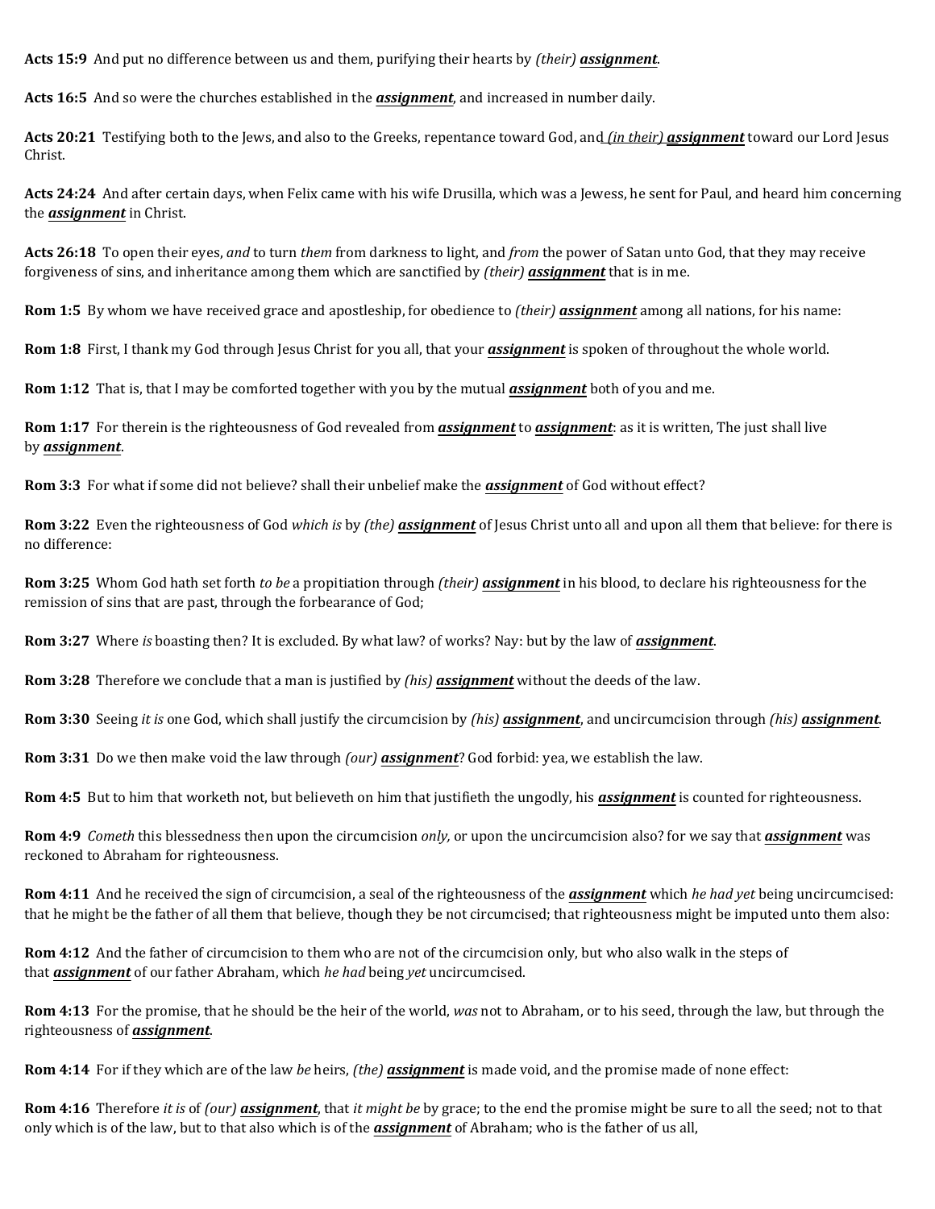**Acts 15:9** And put no difference between us and them, purifying their hearts by *(their)* ***assignment***.

**Acts 16:5** And so were the churches established in the ***assignment***, and increased in number daily.

**Acts 20:21** Testifying both to the Jews, and also to the Greeks, repentance toward God, and *(in their)* ***assignment*** toward our Lord Jesus Christ.

**Acts 24:24** And after certain days, when Felix came with his wife Drusilla, which was a Jewess, he sent for Paul, and heard him concerning the ***assignment*** in Christ.

**Acts 26:18** To open their eyes, *and* to turn *them* from darkness to light, and *from* the power of Satan unto God, that they may receive forgiveness of sins, and inheritance among them which are sanctified by *(their)* ***assignment*** that is in me.

**Rom 1:5** By whom we have received grace and apostleship, for obedience to *(their)* ***assignment*** among all nations, for his name:

**Rom 1:8** First, I thank my God through Jesus Christ for you all, that your ***assignment*** is spoken of throughout the whole world.

**Rom 1:12** That is, that I may be comforted together with you by the mutual ***assignment*** both of you and me.

**Rom 1:17** For therein is the righteousness of God revealed from ***assignment*** to ***assignment***: as it is written, The just shall live by ***assignment***.

**Rom 3:3** For what if some did not believe? shall their unbelief make the ***assignment*** of God without effect?

**Rom 3:22** Even the righteousness of God *which is* by *(the)* ***assignment*** of Jesus Christ unto all and upon all them that believe: for there is no difference:

**Rom 3:25** Whom God hath set forth *to be* a propitiation through *(their)* ***assignment*** in his blood, to declare his righteousness for the remission of sins that are past, through the forbearance of God;

**Rom 3:27** Where *is* boasting then? It is excluded. By what law? of works? Nay: but by the law of ***assignment***.

**Rom 3:28** Therefore we conclude that a man is justified by *(his)* ***assignment*** without the deeds of the law.

**Rom 3:30** Seeing *it is* one God, which shall justify the circumcision by *(his)* ***assignment***, and uncircumcision through *(his)* ***assignment***.

**Rom 3:31** Do we then make void the law through *(our)* ***assignment***? God forbid: yea, we establish the law.

**Rom 4:5** But to him that worketh not, but believeth on him that justifieth the ungodly, his ***assignment*** is counted for righteousness.

**Rom 4:9** *Cometh* this blessedness then upon the circumcision *only,* or upon the uncircumcision also? for we say that ***assignment*** was reckoned to Abraham for righteousness.

**Rom 4:11** And he received the sign of circumcision, a seal of the righteousness of the ***assignment*** which *he had yet* being uncircumcised: that he might be the father of all them that believe, though they be not circumcised; that righteousness might be imputed unto them also:

**Rom 4:12** And the father of circumcision to them who are not of the circumcision only, but who also walk in the steps of that ***assignment*** of our father Abraham, which *he had* being *yet* uncircumcised.

**Rom 4:13** For the promise, that he should be the heir of the world, *was* not to Abraham, or to his seed, through the law, but through the righteousness of ***assignment***.

**Rom 4:14** For if they which are of the law *be* heirs, *(the)* ***assignment*** is made void, and the promise made of none effect:

**Rom 4:16** Therefore *it is* of *(our)* ***assignment***, that *it might be* by grace; to the end the promise might be sure to all the seed; not to that only which is of the law, but to that also which is of the ***assignment*** of Abraham; who is the father of us all,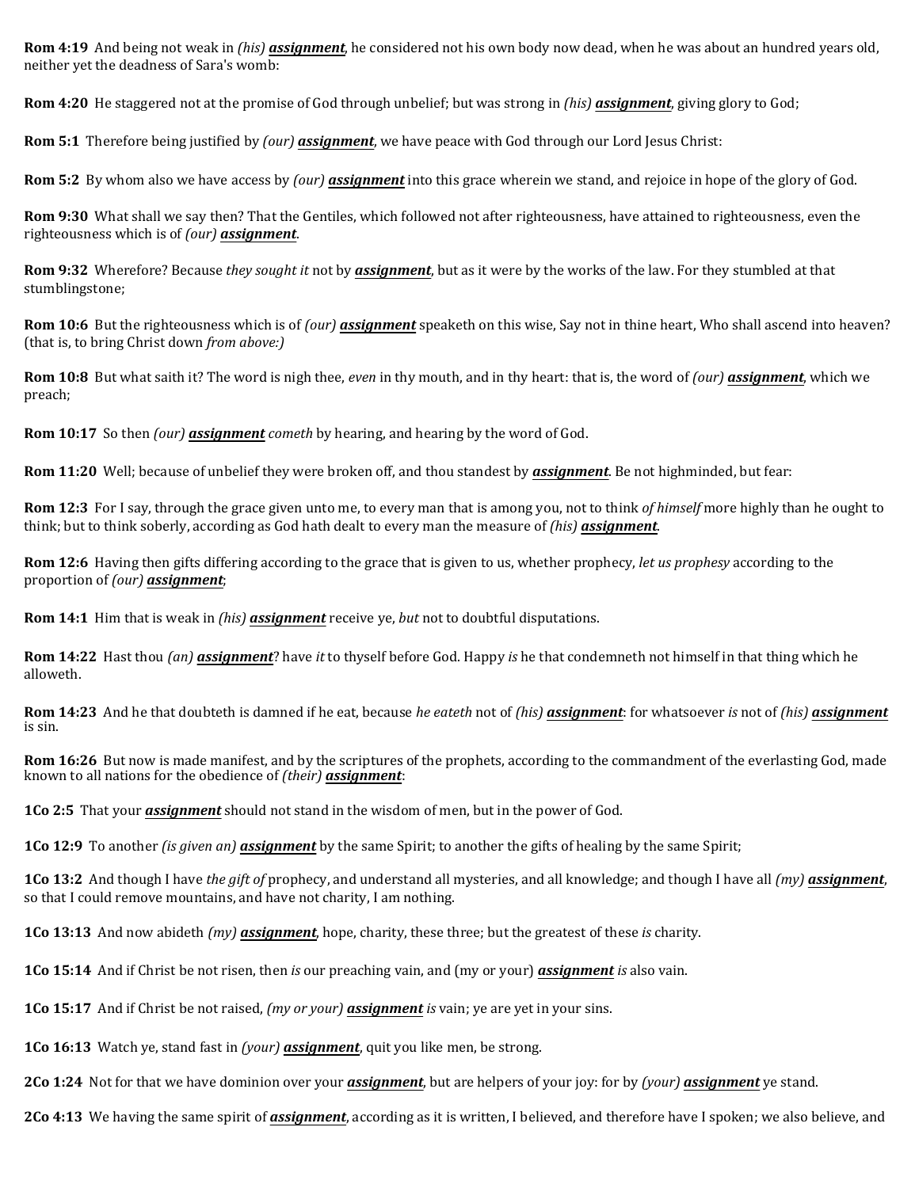**Rom 4:19** And being not weak in *(his)* ***assignment***, he considered not his own body now dead, when he was about an hundred years old, neither yet the deadness of Sara's womb:

**Rom 4:20** He staggered not at the promise of God through unbelief; but was strong in *(his)* ***assignment***, giving glory to God;

**Rom 5:1** Therefore being justified by *(our)* ***assignment***, we have peace with God through our Lord Jesus Christ:

**Rom 5:2** By whom also we have access by *(our)* ***assignment*** into this grace wherein we stand, and rejoice in hope of the glory of God.

**Rom 9:30** What shall we say then? That the Gentiles, which followed not after righteousness, have attained to righteousness, even the righteousness which is of *(our)* ***assignment***.

**Rom 9:32** Wherefore? Because *they sought it* not by ***assignment***, but as it were by the works of the law. For they stumbled at that stumblingstone;

**Rom 10:6** But the righteousness which is of *(our)* ***assignment*** speaketh on this wise, Say not in thine heart, Who shall ascend into heaven? (that is, to bring Christ down *from above:)*

**Rom 10:8** But what saith it? The word is nigh thee, *even* in thy mouth, and in thy heart: that is, the word of *(our)* ***assignment***, which we preach;

**Rom 10:17** So then *(our)* ***assignment*** *cometh* by hearing, and hearing by the word of God.

**Rom 11:20** Well; because of unbelief they were broken off, and thou standest by ***assignment***. Be not highminded, but fear:

**Rom 12:3** For I say, through the grace given unto me, to every man that is among you, not to think *of himself* more highly than he ought to think; but to think soberly, according as God hath dealt to every man the measure of *(his)* ***assignment***.

**Rom 12:6** Having then gifts differing according to the grace that is given to us, whether prophecy, *let us prophesy* according to the proportion of *(our)* ***assignment***;

**Rom 14:1** Him that is weak in *(his)* ***assignment*** receive ye, *but* not to doubtful disputations.

**Rom 14:22** Hast thou *(an)* ***assignment***? have *it* to thyself before God. Happy *is* he that condemneth not himself in that thing which he alloweth.

**Rom 14:23** And he that doubteth is damned if he eat, because *he eateth* not of *(his)* ***assignment***: for whatsoever *is* not of *(his)* ***assignment*** is sin.

**Rom 16:26** But now is made manifest, and by the scriptures of the prophets, according to the commandment of the everlasting God, made known to all nations for the obedience of *(their)* ***assignment***:

**1Co 2:5** That your ***assignment*** should not stand in the wisdom of men, but in the power of God.

**1Co 12:9** To another *(is given an)* ***assignment*** by the same Spirit; to another the gifts of healing by the same Spirit;

**1Co 13:2** And though I have *the gift of* prophecy, and understand all mysteries, and all knowledge; and though I have all *(my)* ***assignment***, so that I could remove mountains, and have not charity, I am nothing.

**1Co 13:13** And now abideth *(my)* ***assignment***, hope, charity, these three; but the greatest of these *is* charity.

**1Co 15:14** And if Christ be not risen, then *is* our preaching vain, and (my or your) ***assignment*** *is* also vain.

**1Co 15:17** And if Christ be not raised, *(my or your)* ***assignment*** *is* vain; ye are yet in your sins.

**1Co 16:13** Watch ye, stand fast in *(your)* ***assignment***, quit you like men, be strong.

**2Co 1:24** Not for that we have dominion over your ***assignment***, but are helpers of your joy: for by *(your)* ***assignment*** ye stand.

**2Co 4:13** We having the same spirit of ***assignment***, according as it is written, I believed, and therefore have I spoken; we also believe, and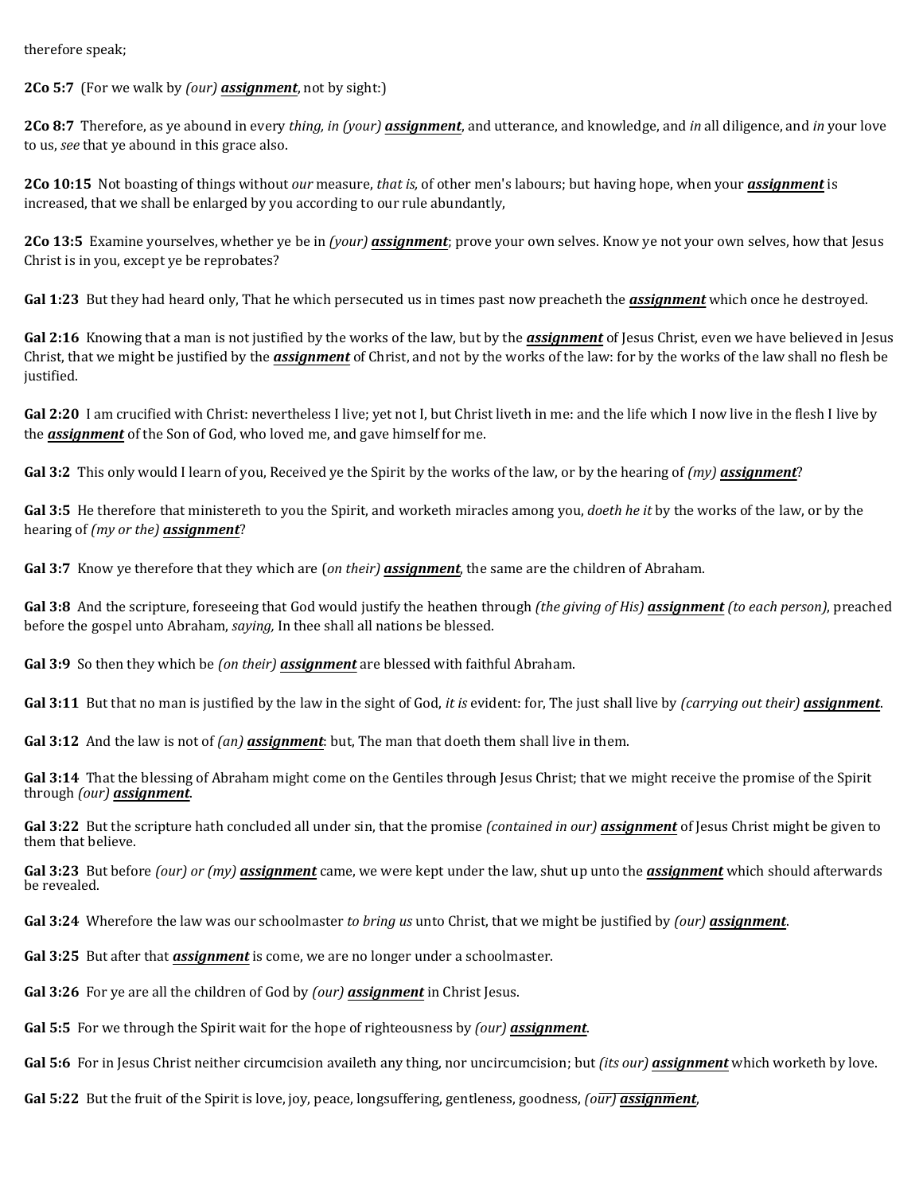therefore speak;

**2Co 5:7** (For we walk by *(our)* ***assignment***, not by sight:)

**2Co 8:7** Therefore, as ye abound in every *thing, in (your)* ***assignment***, and utterance, and knowledge, and *in* all diligence, and *in* your love to us, *see* that ye abound in this grace also.

**2Co 10:15** Not boasting of things without *our* measure, *that is,* of other men's labours; but having hope, when your ***assignment*** is increased, that we shall be enlarged by you according to our rule abundantly,

**2Co 13:5** Examine yourselves, whether ye be in *(your)* ***assignment***; prove your own selves. Know ye not your own selves, how that Jesus Christ is in you, except ye be reprobates?

**Gal 1:23** But they had heard only, That he which persecuted us in times past now preacheth the ***assignment*** which once he destroyed.

**Gal 2:16** Knowing that a man is not justified by the works of the law, but by the ***assignment*** of Jesus Christ, even we have believed in Jesus Christ, that we might be justified by the ***assignment*** of Christ, and not by the works of the law: for by the works of the law shall no flesh be justified.

**Gal 2:20** I am crucified with Christ: nevertheless I live; yet not I, but Christ liveth in me: and the life which I now live in the flesh I live by the ***assignment*** of the Son of God, who loved me, and gave himself for me.

**Gal 3:2** This only would I learn of you, Received ye the Spirit by the works of the law, or by the hearing of *(my)* ***assignment***?

**Gal 3:5** He therefore that ministereth to you the Spirit, and worketh miracles among you, *doeth he it* by the works of the law, or by the hearing of *(my or the)* ***assignment***?

**Gal 3:7** Know ye therefore that they which are (*on their)* ***assignment***, the same are the children of Abraham.

**Gal 3:8** And the scripture, foreseeing that God would justify the heathen through *(the giving of His)* ***assignment*** *(to each person)*, preached before the gospel unto Abraham, *saying,* In thee shall all nations be blessed.

**Gal 3:9** So then they which be *(on their)* ***assignment*** are blessed with faithful Abraham.

**Gal 3:11** But that no man is justified by the law in the sight of God, *it is* evident: for, The just shall live by *(carrying out their)* ***assignment***.

**Gal 3:12** And the law is not of *(an)* ***assignment***: but, The man that doeth them shall live in them.

**Gal 3:14** That the blessing of Abraham might come on the Gentiles through Jesus Christ; that we might receive the promise of the Spirit through *(our)* ***assignment***.

**Gal 3:22** But the scripture hath concluded all under sin, that the promise *(contained in our)* ***assignment*** of Jesus Christ might be given to them that believe.

**Gal 3:23** But before *(our) or (my)* ***assignment*** came, we were kept under the law, shut up unto the ***assignment*** which should afterwards be revealed.

**Gal 3:24** Wherefore the law was our schoolmaster *to bring us* unto Christ, that we might be justified by *(our)* ***assignment***.

**Gal 3:25** But after that ***assignment*** is come, we are no longer under a schoolmaster.

**Gal 3:26** For ye are all the children of God by *(our)* ***assignment*** in Christ Jesus.

**Gal 5:5** For we through the Spirit wait for the hope of righteousness by *(our)* ***assignment***.

**Gal 5:6** For in Jesus Christ neither circumcision availeth any thing, nor uncircumcision; but *(its our)* ***assignment*** which worketh by love.

**Gal 5:22** But the fruit of the Spirit is love, joy, peace, longsuffering, gentleness, goodness, *(our)* ***assignment***,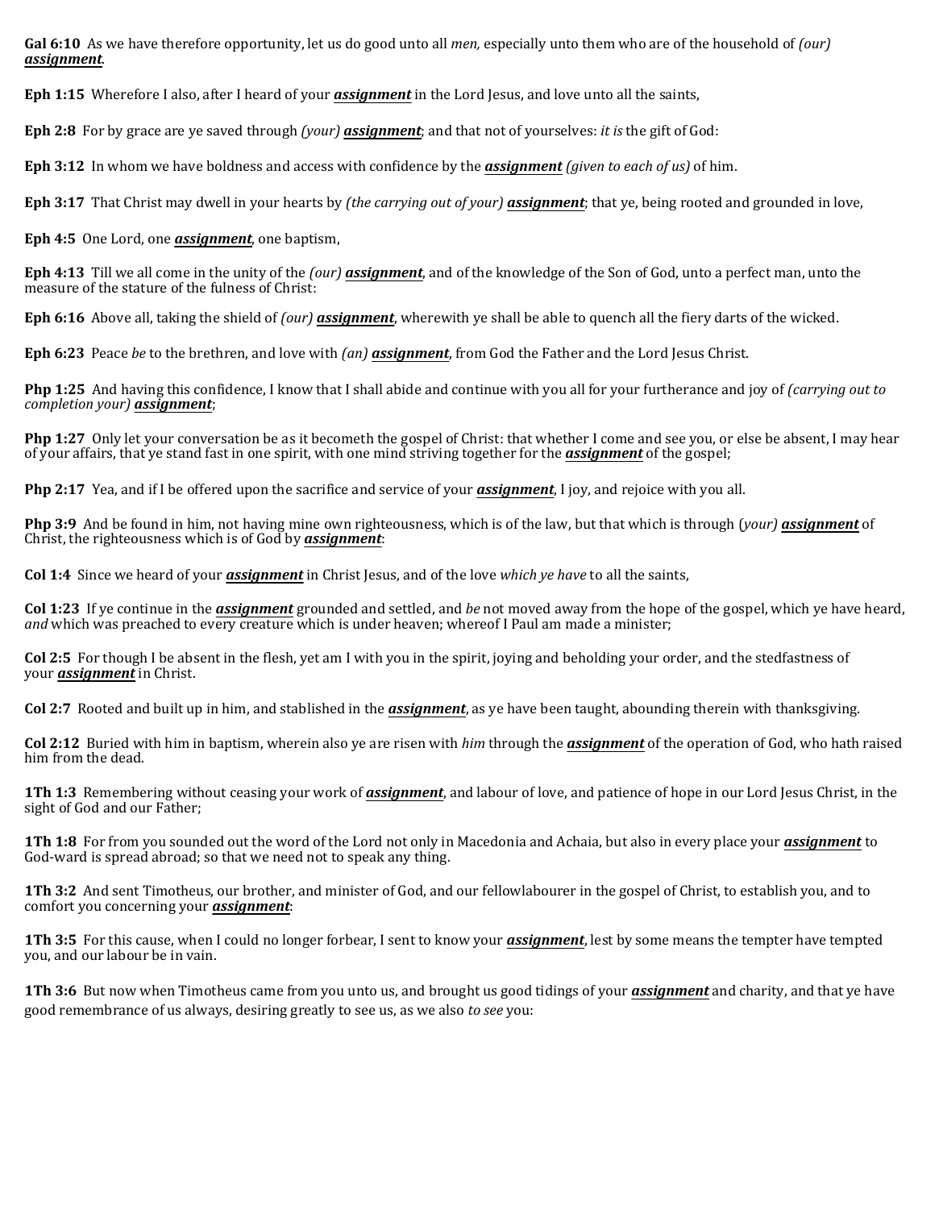**Gal 6:10** As we have therefore opportunity, let us do good unto all *men,* especially unto them who are of the household of *(our)* ***assignment***.

**Eph 1:15** Wherefore I also, after I heard of your ***assignment*** in the Lord Jesus, and love unto all the saints,

**Eph 2:8** For by grace are ye saved through *(your)* ***assignment***; and that not of yourselves: *it is* the gift of God:

**Eph 3:12** In whom we have boldness and access with confidence by the ***assignment*** *(given to each of us)* of him.

**Eph 3:17** That Christ may dwell in your hearts by *(the carrying out of your)* ***assignment***; that ye, being rooted and grounded in love,

**Eph 4:5** One Lord, one ***assignment***, one baptism,

**Eph 4:13** Till we all come in the unity of the *(our)* ***assignment***, and of the knowledge of the Son of God, unto a perfect man, unto the measure of the stature of the fulness of Christ:

**Eph 6:16** Above all, taking the shield of *(our)* ***assignment***, wherewith ye shall be able to quench all the fiery darts of the wicked.

**Eph 6:23** Peace *be* to the brethren, and love with *(an)* ***assignment***, from God the Father and the Lord Jesus Christ.

**Php 1:25** And having this confidence, I know that I shall abide and continue with you all for your furtherance and joy of *(carrying out to completion your)* ***assignment***;

**Php 1:27** Only let your conversation be as it becometh the gospel of Christ: that whether I come and see you, or else be absent, I may hear of your affairs, that ye stand fast in one spirit, with one mind striving together for the ***assignment*** of the gospel;

**Php 2:17** Yea, and if I be offered upon the sacrifice and service of your ***assignment***, I joy, and rejoice with you all.

**Php 3:9** And be found in him, not having mine own righteousness, which is of the law, but that which is through (*your)* ***assignment*** of Christ, the righteousness which is of God by ***assignment***:

**Col 1:4** Since we heard of your ***assignment*** in Christ Jesus, and of the love *which ye have* to all the saints,

**Col 1:23** If ye continue in the ***assignment*** grounded and settled, and *be* not moved away from the hope of the gospel, which ye have heard, *and* which was preached to every creature which is under heaven; whereof I Paul am made a minister;

**Col 2:5** For though I be absent in the flesh, yet am I with you in the spirit, joying and beholding your order, and the stedfastness of your ***assignment*** in Christ.

**Col 2:7** Rooted and built up in him, and stablished in the ***assignment***, as ye have been taught, abounding therein with thanksgiving.

**Col 2:12** Buried with him in baptism, wherein also ye are risen with *him* through the ***assignment*** of the operation of God, who hath raised him from the dead.

**1Th 1:3** Remembering without ceasing your work of ***assignment***, and labour of love, and patience of hope in our Lord Jesus Christ, in the sight of God and our Father;

**1Th 1:8** For from you sounded out the word of the Lord not only in Macedonia and Achaia, but also in every place your ***assignment*** to God-ward is spread abroad; so that we need not to speak any thing.

**1Th 3:2** And sent Timotheus, our brother, and minister of God, and our fellowlabourer in the gospel of Christ, to establish you, and to comfort you concerning your ***assignment***:

**1Th 3:5** For this cause, when I could no longer forbear, I sent to know your ***assignment***, lest by some means the tempter have tempted you, and our labour be in vain.

**1Th 3:6** But now when Timotheus came from you unto us, and brought us good tidings of your ***assignment*** and charity, and that ye have good remembrance of us always, desiring greatly to see us, as we also *to see* you: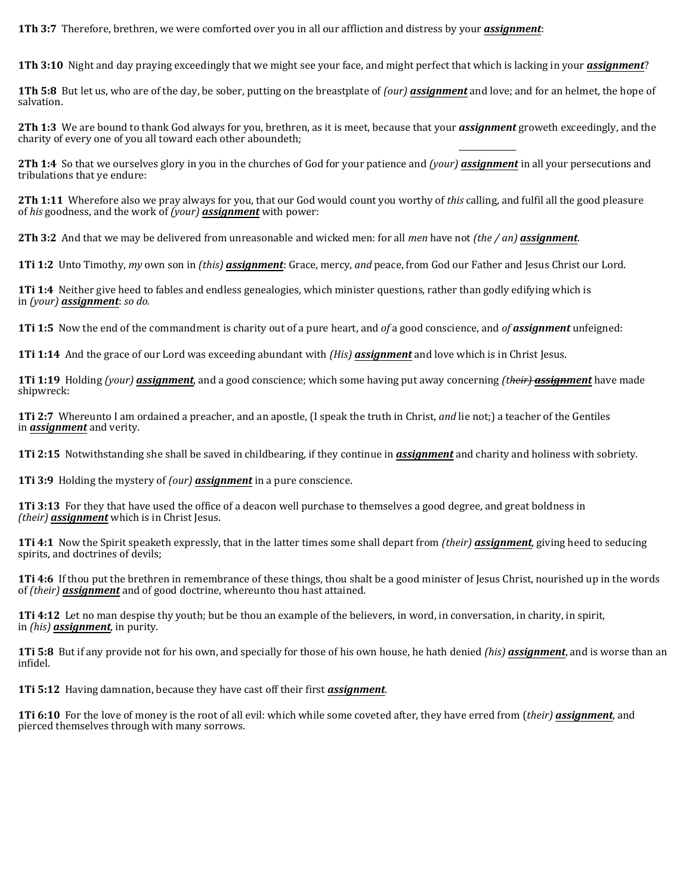**1Th 3:7** Therefore, brethren, we were comforted over you in all our affliction and distress by your ***assignment***:

**1Th 3:10** Night and day praying exceedingly that we might see your face, and might perfect that which is lacking in your ***assignment***?

**1Th 5:8** But let us, who are of the day, be sober, putting on the breastplate of *(our)* ***assignment*** and love; and for an helmet, the hope of salvation.

**2Th 1:3** We are bound to thank God always for you, brethren, as it is meet, because that your ***assignment*** groweth exceedingly, and the charity of every one of you all toward each other aboundeth;

**2Th 1:4** So that we ourselves glory in you in the churches of God for your patience and *(your)* ***assignment*** in all your persecutions and tribulations that ye endure:

**2Th 1:11** Wherefore also we pray always for you, that our God would count you worthy of *this* calling, and fulfil all the good pleasure of *his* goodness, and the work of *(your)* ***assignment*** with power:

**2Th 3:2** And that we may be delivered from unreasonable and wicked men: for all *men* have not *(the / an)* ***assignment***.

**1Ti 1:2** Unto Timothy, *my* own son in *(this)* ***assignment***: Grace, mercy, *and* peace, from God our Father and Jesus Christ our Lord.

**1Ti 1:4** Neither give heed to fables and endless genealogies, which minister questions, rather than godly edifying which is in *(your)* ***assignment***: *so do.*

**1Ti 1:5** Now the end of the commandment is charity out of a pure heart, and *of* a good conscience, and *of* ***assignment*** unfeigned:

**1Ti 1:14** And the grace of our Lord was exceeding abundant with *(His)* ***assignment*** and love which is in Christ Jesus.

**1Ti 1:19** Holding *(your)* ***assignment***, and a good conscience; which some having put away concerning *(their)* ***assignment*** have made shipwreck:

**1Ti 2:7** Whereunto I am ordained a preacher, and an apostle, (I speak the truth in Christ, *and* lie not;) a teacher of the Gentiles in ***assignment*** and verity.

**1Ti 2:15** Notwithstanding she shall be saved in childbearing, if they continue in ***assignment*** and charity and holiness with sobriety.

**1Ti 3:9** Holding the mystery of *(our)* ***assignment*** in a pure conscience.

**1Ti 3:13** For they that have used the office of a deacon well purchase to themselves a good degree, and great boldness in *(their)* ***assignment*** which is in Christ Jesus.

**1Ti 4:1** Now the Spirit speaketh expressly, that in the latter times some shall depart from *(their)* ***assignment***, giving heed to seducing spirits, and doctrines of devils;

**1Ti 4:6** If thou put the brethren in remembrance of these things, thou shalt be a good minister of Jesus Christ, nourished up in the words of *(their)* ***assignment*** and of good doctrine, whereunto thou hast attained.

**1Ti 4:12** Let no man despise thy youth; but be thou an example of the believers, in word, in conversation, in charity, in spirit, in *(his)* ***assignment***, in purity.

**1Ti 5:8** But if any provide not for his own, and specially for those of his own house, he hath denied *(his)* ***assignment***, and is worse than an infidel.

**1Ti 5:12** Having damnation, because they have cast off their first ***assignment***.

**1Ti 6:10** For the love of money is the root of all evil: which while some coveted after, they have erred from (*their)* ***assignment***, and pierced themselves through with many sorrows.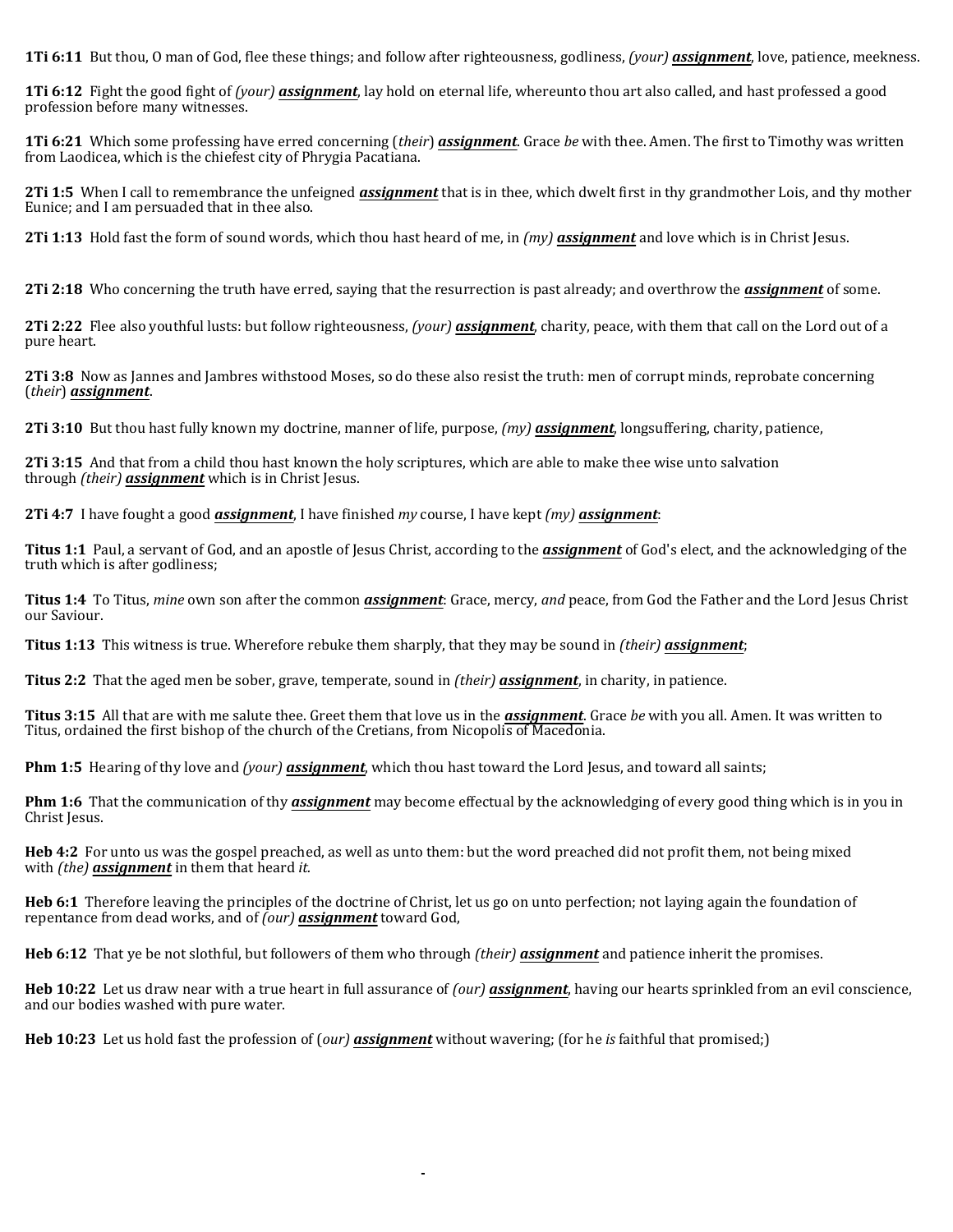**1Ti 6:11** But thou, O man of God, flee these things; and follow after righteousness, godliness, *(your)* ***assignment***, love, patience, meekness.

**1Ti 6:12** Fight the good fight of *(your)* ***assignment***, lay hold on eternal life, whereunto thou art also called, and hast professed a good profession before many witnesses.

**1Ti 6:21** Which some professing have erred concerning (*their*) ***assignment***. Grace *be* with thee. Amen. The first to Timothy was written from Laodicea, which is the chiefest city of Phrygia Pacatiana.

**2Ti 1:5** When I call to remembrance the unfeigned ***assignment*** that is in thee, which dwelt first in thy grandmother Lois, and thy mother Eunice; and I am persuaded that in thee also.

**2Ti 1:13** Hold fast the form of sound words, which thou hast heard of me, in *(my)* ***assignment*** and love which is in Christ Jesus.

**2Ti 2:18** Who concerning the truth have erred, saying that the resurrection is past already; and overthrow the ***assignment*** of some.

**2Ti 2:22** Flee also youthful lusts: but follow righteousness, *(your)* ***assignment***, charity, peace, with them that call on the Lord out of a pure heart.

**2Ti 3:8** Now as Jannes and Jambres withstood Moses, so do these also resist the truth: men of corrupt minds, reprobate concerning (*their*) ***assignment***.

**2Ti 3:10** But thou hast fully known my doctrine, manner of life, purpose, *(my)* ***assignment***, longsuffering, charity, patience,

**2Ti 3:15** And that from a child thou hast known the holy scriptures, which are able to make thee wise unto salvation through *(their)* ***assignment*** which is in Christ Jesus.

**2Ti 4:7** I have fought a good ***assignment***, I have finished *my* course, I have kept *(my)* ***assignment***:

**Titus 1:1** Paul, a servant of God, and an apostle of Jesus Christ, according to the ***assignment*** of God's elect, and the acknowledging of the truth which is after godliness;

**Titus 1:4** To Titus, *mine* own son after the common ***assignment***: Grace, mercy, *and* peace, from God the Father and the Lord Jesus Christ our Saviour.

**Titus 1:13** This witness is true. Wherefore rebuke them sharply, that they may be sound in *(their)* ***assignment***;

**Titus 2:2** That the aged men be sober, grave, temperate, sound in *(their)* ***assignment***, in charity, in patience.

**Titus 3:15** All that are with me salute thee. Greet them that love us in the ***assignment***. Grace *be* with you all. Amen. It was written to Titus, ordained the first bishop of the church of the Cretians, from Nicopolis of Macedonia.

**Phm 1:5** Hearing of thy love and *(your)* ***assignment***, which thou hast toward the Lord Jesus, and toward all saints;

**Phm 1:6** That the communication of thy ***assignment*** may become effectual by the acknowledging of every good thing which is in you in Christ Jesus.

**Heb 4:2** For unto us was the gospel preached, as well as unto them: but the word preached did not profit them, not being mixed with *(the)* ***assignment*** in them that heard *it.*

**Heb 6:1** Therefore leaving the principles of the doctrine of Christ, let us go on unto perfection; not laying again the foundation of repentance from dead works, and of *(our)* ***assignment*** toward God,

**Heb 6:12** That ye be not slothful, but followers of them who through *(their)* ***assignment*** and patience inherit the promises.

**Heb 10:22** Let us draw near with a true heart in full assurance of *(our)* ***assignment***, having our hearts sprinkled from an evil conscience, and our bodies washed with pure water.

**Heb 10:23** Let us hold fast the profession of (*our) **assignment*** without wavering; (for he *is* faithful that promised;)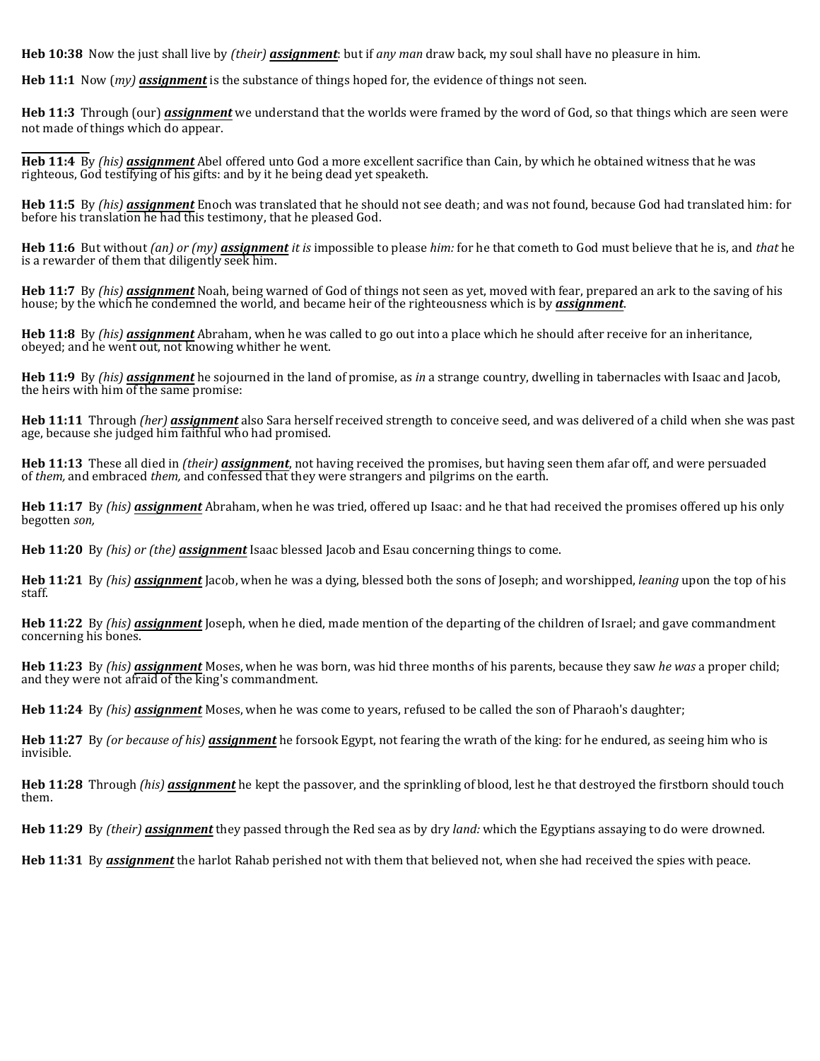**Heb 10:38** Now the just shall live by *(their)* ***assignment***: but if *any man* draw back, my soul shall have no pleasure in him.

**Heb 11:1** Now (*my)* ***assignment*** is the substance of things hoped for, the evidence of things not seen.

**Heb 11:3** Through (our) ***assignment*** we understand that the worlds were framed by the word of God, so that things which are seen were not made of things which do appear.

**Heb 11:4** By *(his)* ***assignment*** Abel offered unto God a more excellent sacrifice than Cain, by which he obtained witness that he was righteous, God testifying of his gifts: and by it he being dead yet speaketh.

**Heb 11:5** By *(his)* ***assignment*** Enoch was translated that he should not see death; and was not found, because God had translated him: for before his translation he had this testimony, that he pleased God.

**Heb 11:6** But without *(an) or (my)* ***assignment*** *it is* impossible to please *him:* for he that cometh to God must believe that he is, and *that* he is a rewarder of them that diligently seek him.

**Heb 11:7** By *(his)* ***assignment*** Noah, being warned of God of things not seen as yet, moved with fear, prepared an ark to the saving of his house; by the which he condemned the world, and became heir of the righteousness which is by ***assignment***.

**Heb 11:8** By *(his)* ***assignment*** Abraham, when he was called to go out into a place which he should after receive for an inheritance, obeyed; and he went out, not knowing whither he went.

**Heb 11:9** By *(his)* ***assignment*** he sojourned in the land of promise, as *in* a strange country, dwelling in tabernacles with Isaac and Jacob, the heirs with him of the same promise:

**Heb 11:11** Through *(her)* ***assignment*** also Sara herself received strength to conceive seed, and was delivered of a child when she was past age, because she judged him faithful who had promised.

**Heb 11:13** These all died in *(their)* ***assignment***, not having received the promises, but having seen them afar off, and were persuaded of *them,* and embraced *them,* and confessed that they were strangers and pilgrims on the earth.

**Heb 11:17** By *(his)* ***assignment*** Abraham, when he was tried, offered up Isaac: and he that had received the promises offered up his only begotten *son,*

**Heb 11:20** By *(his) or (the)* ***assignment*** Isaac blessed Jacob and Esau concerning things to come.

**Heb 11:21** By *(his)* ***assignment*** Jacob, when he was a dying, blessed both the sons of Joseph; and worshipped, *leaning* upon the top of his staff.

**Heb 11:22** By *(his)* ***assignment*** Joseph, when he died, made mention of the departing of the children of Israel; and gave commandment concerning his bones.

**Heb 11:23** By *(his)* ***assignment*** Moses, when he was born, was hid three months of his parents, because they saw *he was* a proper child; and they were not afraid of the king's commandment.

**Heb 11:24** By *(his)* ***assignment*** Moses, when he was come to years, refused to be called the son of Pharaoh's daughter;

**Heb 11:27** By *(or because of his)* ***assignment*** he forsook Egypt, not fearing the wrath of the king: for he endured, as seeing him who is invisible.

**Heb 11:28** Through *(his)* ***assignment*** he kept the passover, and the sprinkling of blood, lest he that destroyed the firstborn should touch them.

**Heb 11:29** By *(their)* ***assignment*** they passed through the Red sea as by dry *land:* which the Egyptians assaying to do were drowned.

**Heb 11:31** By ***assignment*** the harlot Rahab perished not with them that believed not, when she had received the spies with peace.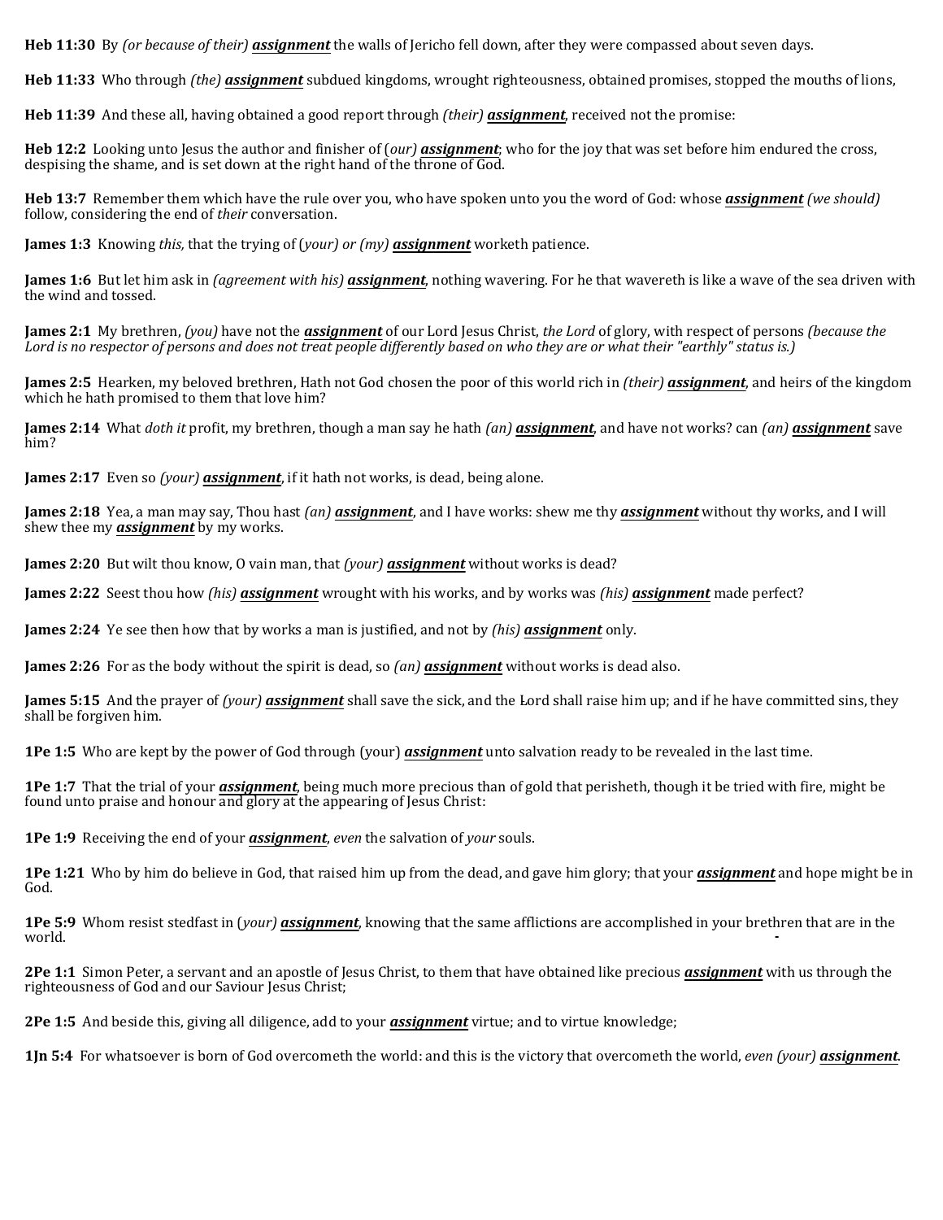**Heb 11:30** By *(or because of their)* ***assignment*** the walls of Jericho fell down, after they were compassed about seven days.

**Heb 11:33** Who through *(the)* ***assignment*** subdued kingdoms, wrought righteousness, obtained promises, stopped the mouths of lions,

**Heb 11:39** And these all, having obtained a good report through *(their)* ***assignment***, received not the promise:

**Heb 12:2** Looking unto Jesus the author and finisher of (*our)* ***assignment***; who for the joy that was set before him endured the cross, despising the shame, and is set down at the right hand of the throne of God.

**Heb 13:7** Remember them which have the rule over you, who have spoken unto you the word of God: whose ***assignment*** *(we should)* follow, considering the end of *their* conversation.

**James 1:3** Knowing *this,* that the trying of (*your) or (my)* ***assignment*** worketh patience.

**James 1:6** But let him ask in *(agreement with his)* ***assignment***, nothing wavering. For he that wavereth is like a wave of the sea driven with the wind and tossed.

**James 2:1** My brethren, *(you)* have not the ***assignment*** of our Lord Jesus Christ, *the Lord* of glory, with respect of persons *(because the Lord is no respector of persons and does not treat people differently based on who they are or what their "earthly" status is.)*

**James 2:5** Hearken, my beloved brethren, Hath not God chosen the poor of this world rich in *(their)* ***assignment***, and heirs of the kingdom which he hath promised to them that love him?

**James 2:14** What *doth it* profit, my brethren, though a man say he hath *(an)* ***assignment***, and have not works? can *(an)* ***assignment*** save him?

**James 2:17** Even so *(your)* ***assignment***, if it hath not works, is dead, being alone.

**James 2:18** Yea, a man may say, Thou hast *(an)* ***assignment***, and I have works: shew me thy ***assignment*** without thy works, and I will shew thee my ***assignment*** by my works.

**James 2:20** But wilt thou know, O vain man, that *(your)* ***assignment*** without works is dead?

**James 2:22** Seest thou how *(his)* ***assignment*** wrought with his works, and by works was *(his)* ***assignment*** made perfect?

**James 2:24** Ye see then how that by works a man is justified, and not by *(his)* ***assignment*** only.

**James 2:26** For as the body without the spirit is dead, so *(an)* ***assignment*** without works is dead also.

**James 5:15** And the prayer of *(your)* ***assignment*** shall save the sick, and the Lord shall raise him up; and if he have committed sins, they shall be forgiven him.

**1Pe 1:5** Who are kept by the power of God through (your) ***assignment*** unto salvation ready to be revealed in the last time.

**1Pe 1:7** That the trial of your ***assignment***, being much more precious than of gold that perisheth, though it be tried with fire, might be found unto praise and honour and glory at the appearing of Jesus Christ:

**1Pe 1:9** Receiving the end of your ***assignment***, *even* the salvation of *your* souls.

**1Pe 1:21** Who by him do believe in God, that raised him up from the dead, and gave him glory; that your ***assignment*** and hope might be in God.

**1Pe 5:9** Whom resist stedfast in (*your)* ***assignment***, knowing that the same afflictions are accomplished in your brethren that are in the world.

**2Pe 1:1** Simon Peter, a servant and an apostle of Jesus Christ, to them that have obtained like precious ***assignment*** with us through the righteousness of God and our Saviour Jesus Christ;

**2Pe 1:5** And beside this, giving all diligence, add to your ***assignment*** virtue; and to virtue knowledge;

**1Jn 5:4** For whatsoever is born of God overcometh the world: and this is the victory that overcometh the world, *even (your)* ***assignment***.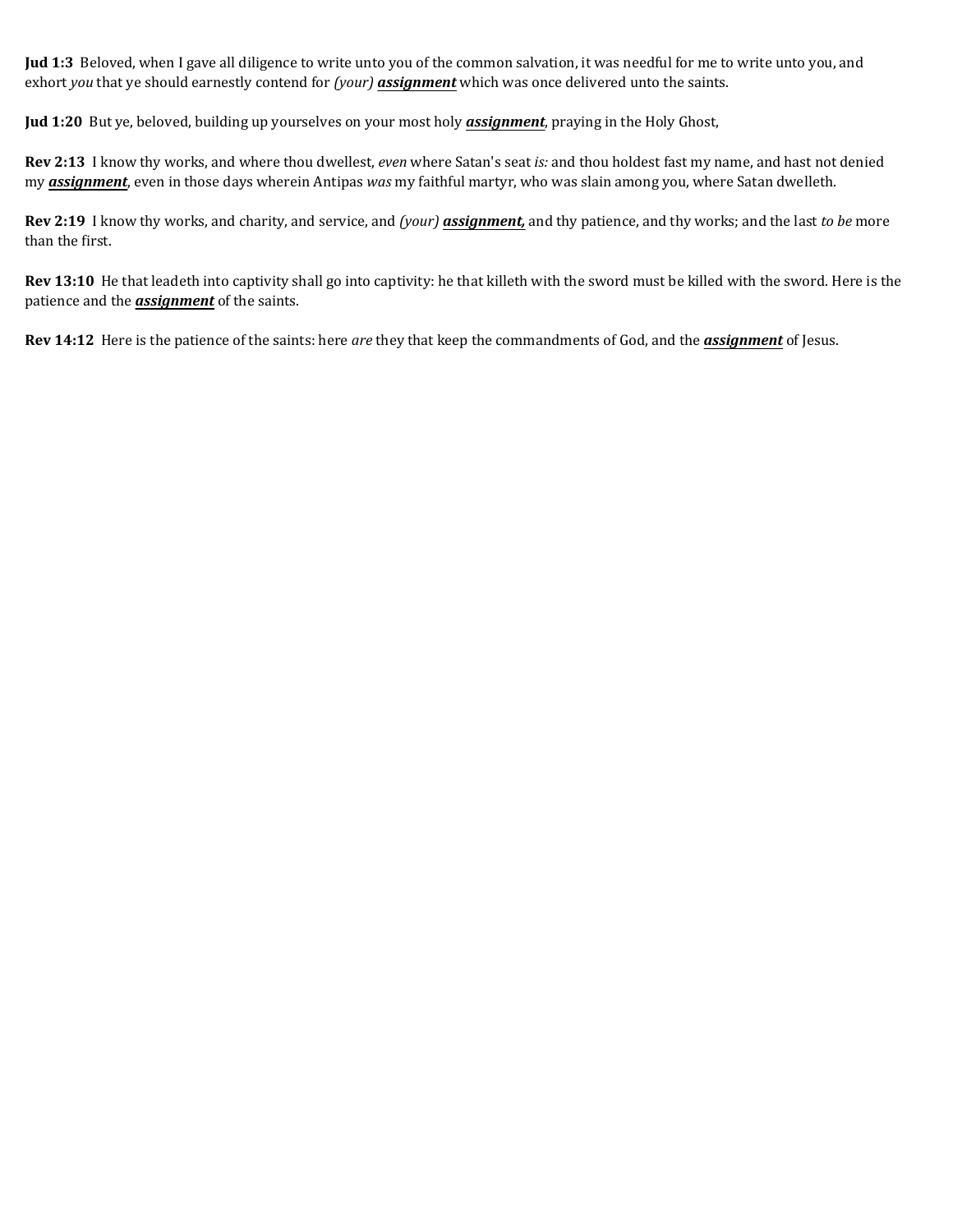**Jud 1:3** Beloved, when I gave all diligence to write unto you of the common salvation, it was needful for me to write unto you, and exhort *you* that ye should earnestly contend for *(your)* ***assignment*** which was once delivered unto the saints.

**Jud 1:20** But ye, beloved, building up yourselves on your most holy ***assignment***, praying in the Holy Ghost,

**Rev 2:13** I know thy works, and where thou dwellest, *even* where Satan's seat *is:* and thou holdest fast my name, and hast not denied my ***assignment***, even in those days wherein Antipas *was* my faithful martyr, who was slain among you, where Satan dwelleth.

**Rev 2:19** I know thy works, and charity, and service, and *(your)* ***assignment,*** and thy patience, and thy works; and the last *to be* more than the first.

**Rev 13:10** He that leadeth into captivity shall go into captivity: he that killeth with the sword must be killed with the sword. Here is the patience and the ***assignment*** of the saints.

**Rev 14:12** Here is the patience of the saints: here *are* they that keep the commandments of God, and the ***assignment*** of Jesus.